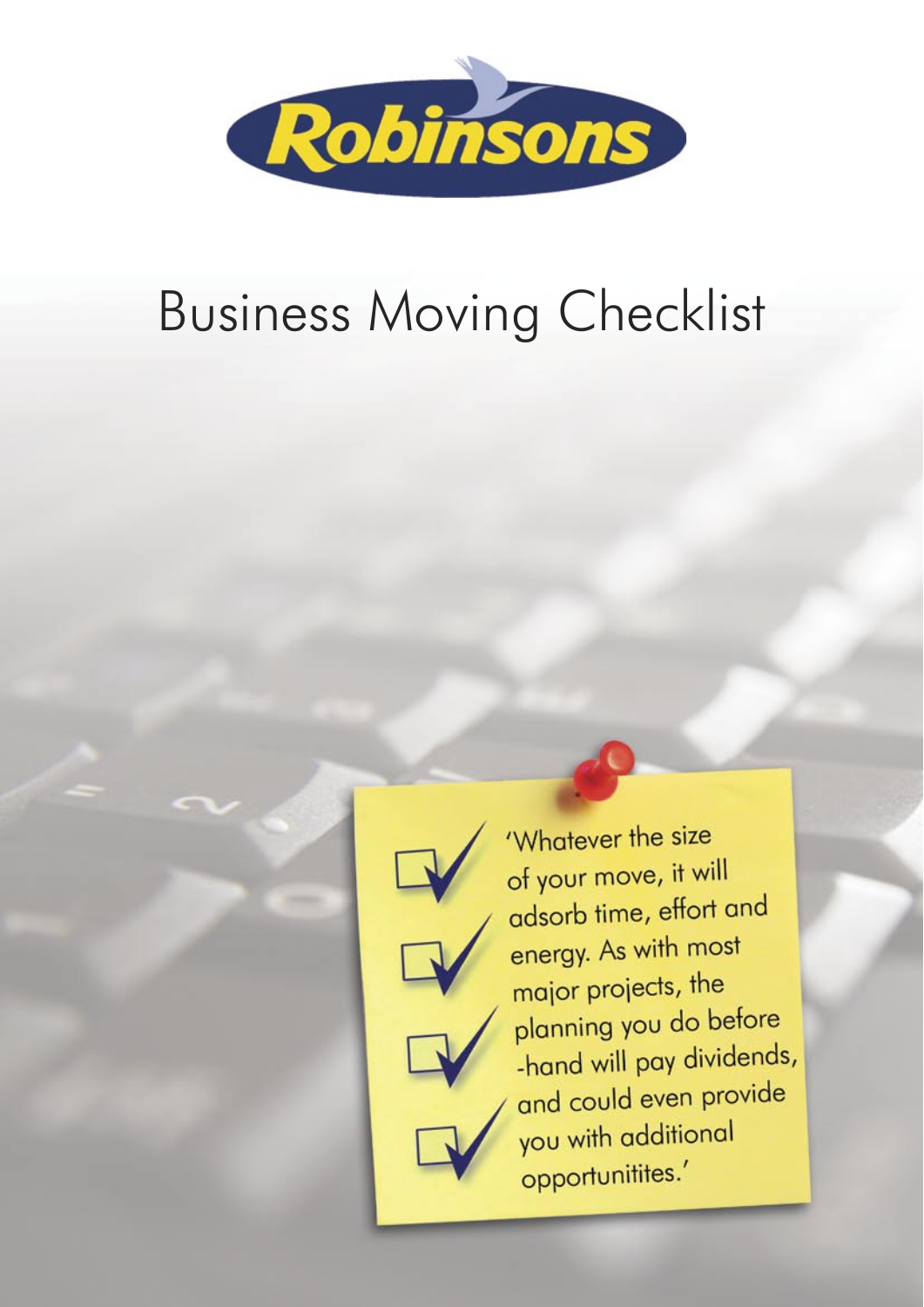Robinsons

# Business Moving Checklist

'Whatever the size of your move, it will adsorb time, effort and energy. As with most major projects, the planning you do before -hand will pay dividends, and could even provide you with additional opportunitites.'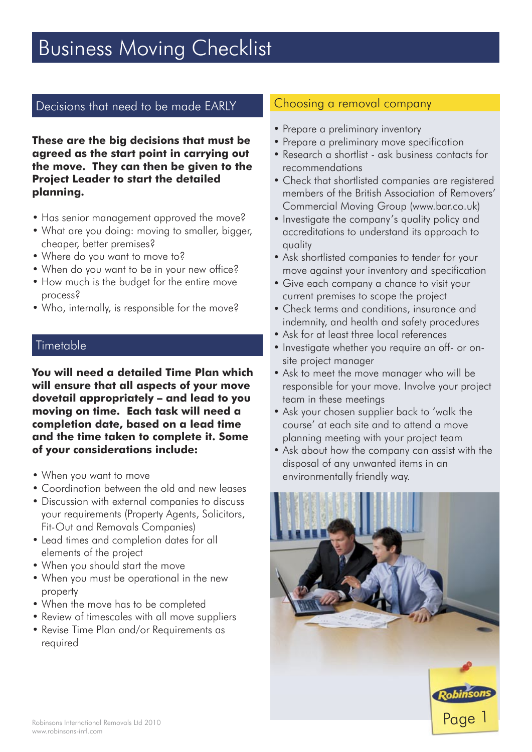# Business Moving Checklist

## Decisions that need to be made EARLY

**These are the big decisions that must be agreed as the start point in carrying out the move. They can then be given to the Project Leader to start the detailed planning.**

- Has senior management approved the move?
- What are you doing: moving to smaller, bigger, cheaper, better premises?
- Where do you want to move to?
- When do you want to be in your new office?
- How much is the budget for the entire move process?
- Who, internally, is responsible for the move?

## Timetable

**You will need a detailed Time Plan which will ensure that all aspects of your move dovetail appropriately – and lead to you moving on time. Each task will need a completion date, based on a lead time and the time taken to complete it. Some of your considerations include:**

- When you want to move
- Coordination between the old and new leases
- Discussion with external companies to discuss your requirements (Property Agents, Solicitors, Fit-Out and Removals Companies)
- Lead times and completion dates for all elements of the project
- When you should start the move
- When you must be operational in the new property
- When the move has to be completed
- Review of timescales with all move suppliers
- Revise Time Plan and/or Requirements as required

## Choosing a removal company

- Prepare a preliminary inventory
- Prepare a preliminary move specification
- Research a shortlist - ask business contacts for recommendations
- Check that shortlisted companies are registered members of the British Association of Removers' Commercial Moving Group (www.bar.co.uk)
- Investigate the company's quality policy and accreditations to understand its approach to quality
- Ask shortlisted companies to tender for your move against your inventory and specification
- Give each company a chance to visit your current premises to scope the project
- Check terms and conditions, insurance and indemnity, and health and safety procedures
- Ask for at least three local references
- Investigate whether you require an off- or on-site project manager
- Ask to meet the move manager who will be responsible for your move. Involve your project team in these meetings
- Ask your chosen supplier back to 'walk the course' at each site and to attend a move planning meeting with your project team
- Ask about how the company can assist with the disposal of any unwanted items in an environmentally friendly way.

Robinsons International Removals Ltd 2010
www.robinsons-intl.com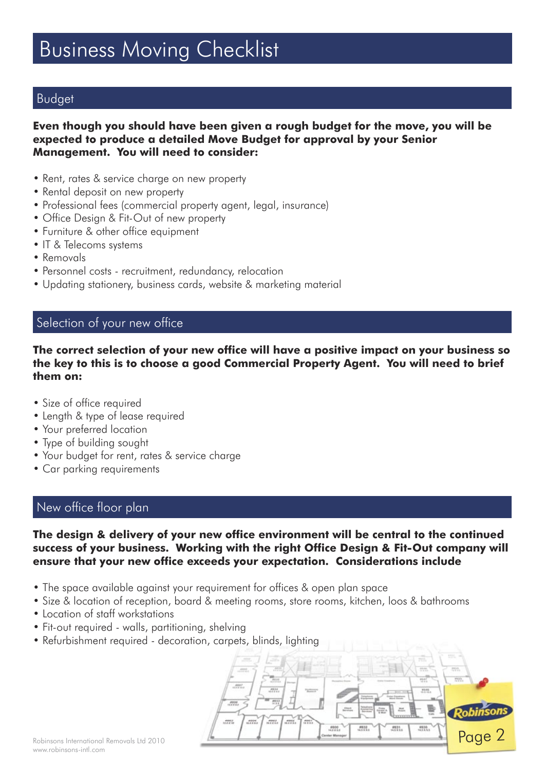# Business Moving Checklist

## Budget

**Even though you should have been given a rough budget for the move, you will be expected to produce a detailed Move Budget for approval by your Senior Management. You will need to consider:**

- Rent, rates & service charge on new property
- Rental deposit on new property
- Professional fees (commercial property agent, legal, insurance)
- Office Design & Fit-Out of new property
- Furniture & other office equipment
- IT & Telecoms systems
- Removals
- Personnel costs - recruitment, redundancy, relocation
- Updating stationery, business cards, website & marketing material

## Selection of your new office

**The correct selection of your new office will have a positive impact on your business so the key to this is to choose a good Commercial Property Agent. You will need to brief them on:**

- Size of office required
- Length & type of lease required
- Your preferred location
- Type of building sought
- Your budget for rent, rates & service charge
- Car parking requirements

## New office floor plan

**The design & delivery of your new office environment will be central to the continued success of your business. Working with the right Office Design & Fit-Out company will ensure that your new office exceeds your expectation. Considerations include**

- The space available against your requirement for offices & open plan space
- Size & location of reception, board & meeting rooms, store rooms, kitchen, loos & bathrooms
- Location of staff workstations
- Fit-out required - walls, partitioning, shelving
- Refurbishment required - decoration, carpets, blinds, lighting

Robinsons International Removals Ltd 2010
www.robinsons-intl.com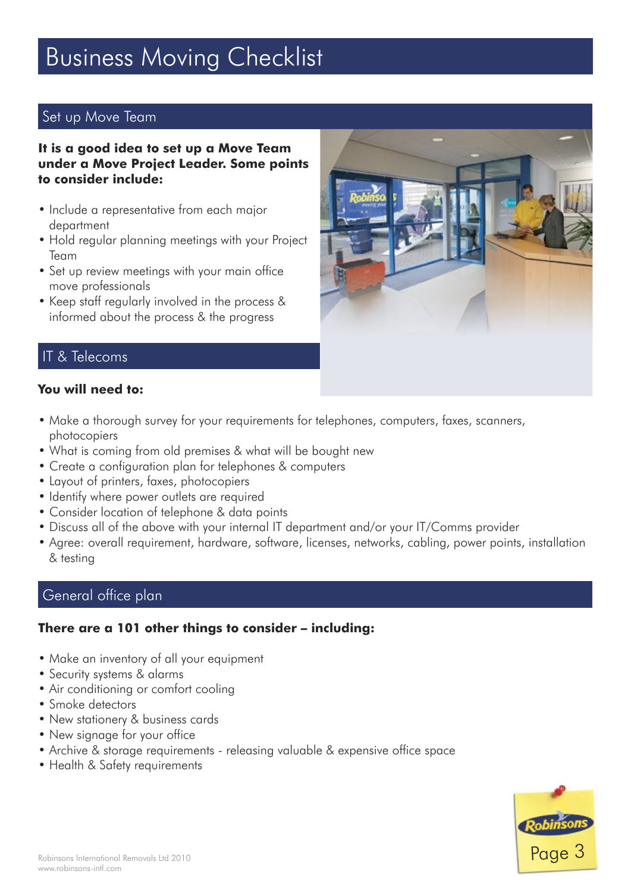# Business Moving Checklist

## Set up Move Team

**It is a good idea to set up a Move Team under a Move Project Leader. Some points to consider include:**

- Include a representative from each major department
- Hold regular planning meetings with your Project Team
- Set up review meetings with your main office move professionals
- Keep staff regularly involved in the process & informed about the process & the progress

## IT & Telecoms

**You will need to:**

- Make a thorough survey for your requirements for telephones, computers, faxes, scanners, photocopiers
- What is coming from old premises & what will be bought new
- Create a configuration plan for telephones & computers
- Layout of printers, faxes, photocopiers
- Identify where power outlets are required
- Consider location of telephone & data points
- Discuss all of the above with your internal IT department and/or your IT/Comms provider
- Agree: overall requirement, hardware, software, licenses, networks, cabling, power points, installation & testing

## General office plan

**There are a 101 other things to consider – including:**

- Make an inventory of all your equipment
- Security systems & alarms
- Air conditioning or comfort cooling
- Smoke detectors
- New stationery & business cards
- New signage for your office
- Archive & storage requirements - releasing valuable & expensive office space
- Health & Safety requirements

Robinsons International Removals Ltd 2010
www.robinsons-intl.com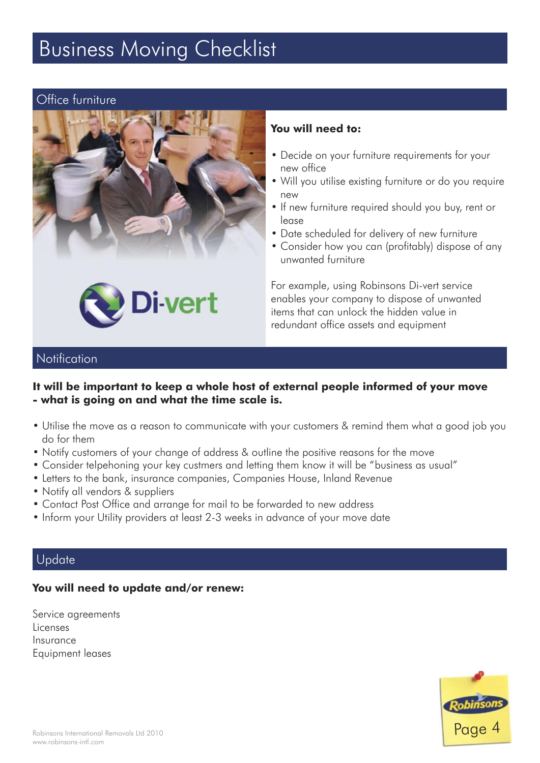# Business Moving Checklist

## Office furniture

**You will need to:**

- Decide on your furniture requirements for your new office
- Will you utilise existing furniture or do you require new
- If new furniture required should you buy, rent or lease
- Date scheduled for delivery of new furniture
- Consider how you can (profitably) dispose of any unwanted furniture

For example, using Robinsons Di-vert service enables your company to dispose of unwanted items that can unlock the hidden value in redundant office assets and equipment

## Notification

**It will be important to keep a whole host of external people informed of your move - what is going on and what the time scale is.**

- Utilise the move as a reason to communicate with your customers & remind them what a good job you do for them
- Notify customers of your change of address & outline the positive reasons for the move
- Consider telpehoning your key custmers and letting them know it will be "business as usual"
- Letters to the bank, insurance companies, Companies House, Inland Revenue
- Notify all vendors & suppliers
- Contact Post Office and arrange for mail to be forwarded to new address
- Inform your Utility providers at least 2-3 weeks in advance of your move date

## Update

**You will need to update and/or renew:**

Service agreements
Licenses
Insurance
Equipment leases

Robinsons International Removals Ltd 2010
www.robinsons-intl.com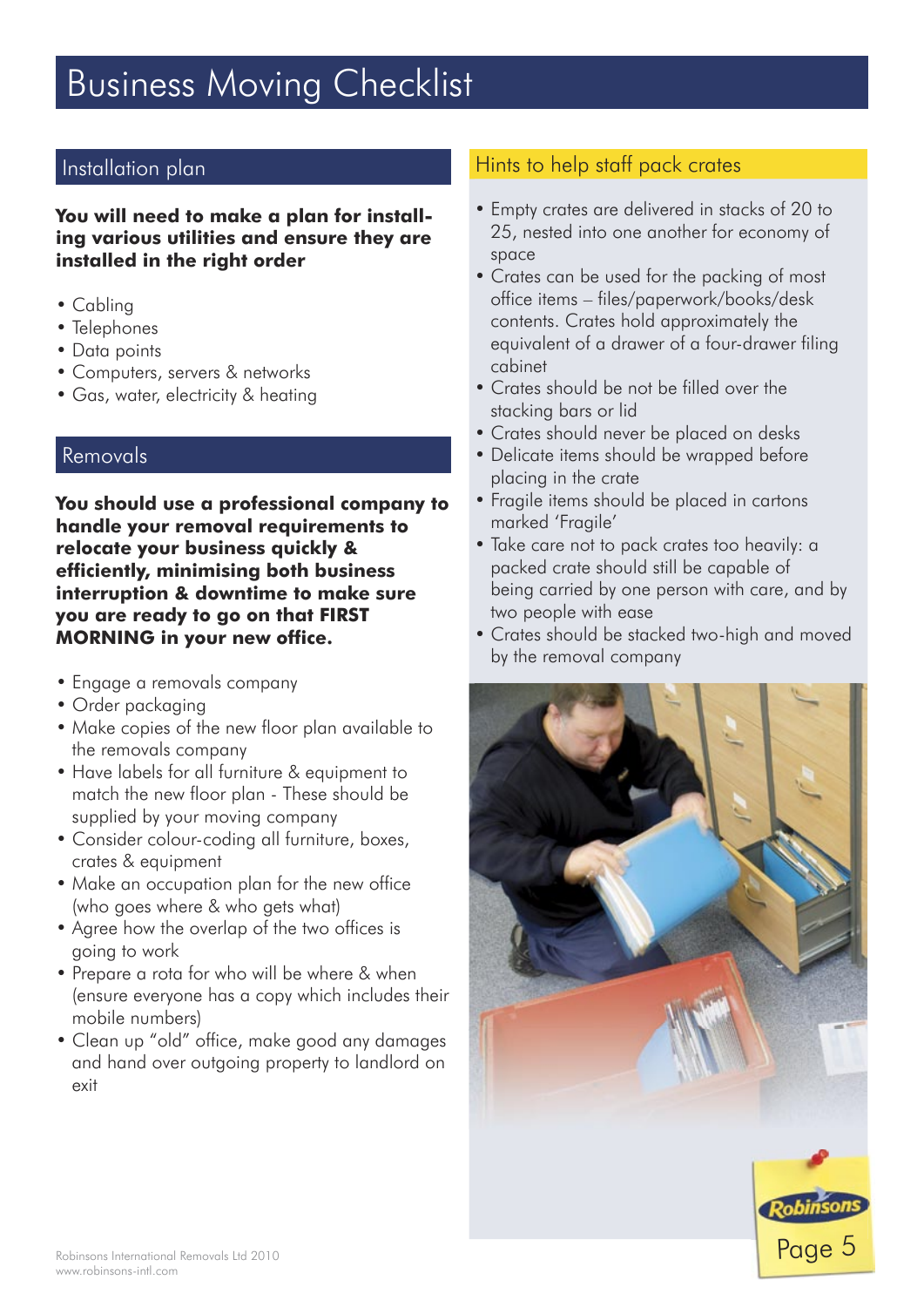# Business Moving Checklist

## Installation plan

**You will need to make a plan for installing various utilities and ensure they are installed in the right order**

- Cabling
- Telephones
- Data points
- Computers, servers & networks
- Gas, water, electricity & heating

## Removals

**You should use a professional company to handle your removal requirements to relocate your business quickly & efficiently, minimising both business interruption & downtime to make sure you are ready to go on that FIRST MORNING in your new office.**

- Engage a removals company
- Order packaging
- Make copies of the new floor plan available to the removals company
- Have labels for all furniture & equipment to match the new floor plan - These should be supplied by your moving company
- Consider colour-coding all furniture, boxes, crates & equipment
- Make an occupation plan for the new office (who goes where & who gets what)
- Agree how the overlap of the two offices is going to work
- Prepare a rota for who will be where & when (ensure everyone has a copy which includes their mobile numbers)
- Clean up "old" office, make good any damages and hand over outgoing property to landlord on exit

## Hints to help staff pack crates

- Empty crates are delivered in stacks of 20 to 25, nested into one another for economy of space
- Crates can be used for the packing of most office items – files/paperwork/books/desk contents. Crates hold approximately the equivalent of a drawer of a four-drawer filing cabinet
- Crates should be not be filled over the stacking bars or lid
- Crates should never be placed on desks
- Delicate items should be wrapped before placing in the crate
- Fragile items should be placed in cartons marked 'Fragile'
- Take care not to pack crates too heavily: a packed crate should still be capable of being carried by one person with care, and by two people with ease
- Crates should be stacked two-high and moved by the removal company

Robinsons International Removals Ltd 2010
www.robinsons-intl.com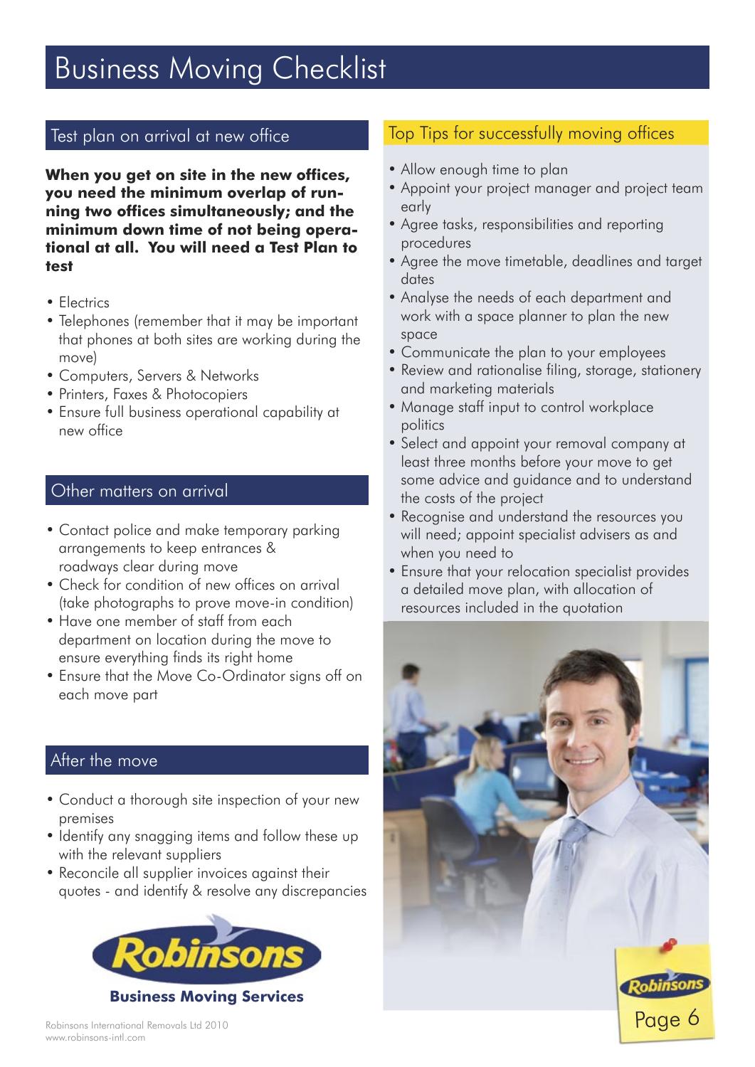# Business Moving Checklist

## Test plan on arrival at new office

**When you get on site in the new offices, you need the minimum overlap of running two offices simultaneously; and the minimum down time of not being operational at all. You will need a Test Plan to test**

- Electrics
- Telephones (remember that it may be important that phones at both sites are working during the move)
- Computers, Servers & Networks
- Printers, Faxes & Photocopiers
- Ensure full business operational capability at new office

## Other matters on arrival

- Contact police and make temporary parking arrangements to keep entrances & roadways clear during move
- Check for condition of new offices on arrival (take photographs to prove move-in condition)
- Have one member of staff from each department on location during the move to ensure everything finds its right home
- Ensure that the Move Co-Ordinator signs off on each move part

## After the move

- Conduct a thorough site inspection of your new premises
- Identify any snagging items and follow these up with the relevant suppliers
- Reconcile all supplier invoices against their quotes - and identify & resolve any discrepancies

Robinsons

**Business Moving Services**

## Top Tips for successfully moving offices

- Allow enough time to plan
- Appoint your project manager and project team early
- Agree tasks, responsibilities and reporting procedures
- Agree the move timetable, deadlines and target dates
- Analyse the needs of each department and work with a space planner to plan the new space
- Communicate the plan to your employees
- Review and rationalise filing, storage, stationery and marketing materials
- Manage staff input to control workplace politics
- Select and appoint your removal company at least three months before your move to get some advice and guidance and to understand the costs of the project
- Recognise and understand the resources you will need; appoint specialist advisers as and when you need to
- Ensure that your relocation specialist provides a detailed move plan, with allocation of resources included in the quotation

Robinsons International Removals Ltd 2010
www.robinsons-intl.com